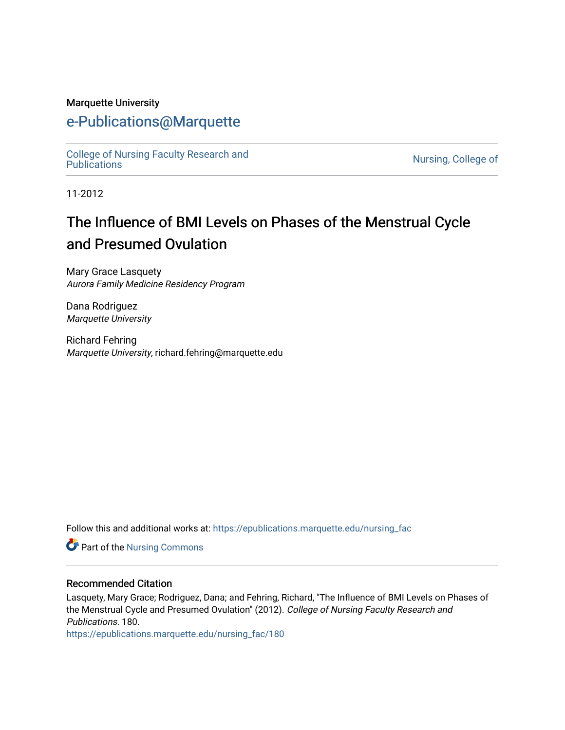Marquette University

# e-Publications@Marquette

College of Nursing Faculty Research and Publications

Nursing, College of

11-2012

# The Influence of BMI Levels on Phases of the Menstrual Cycle and Presumed Ovulation

Mary Grace Lasquety
*Aurora Family Medicine Residency Program*

Dana Rodriguez
*Marquette University*

Richard Fehring
*Marquette University*, richard.fehring@marquette.edu

Follow this and additional works at: https://epublications.marquette.edu/nursing_fac

Part of the Nursing Commons

## Recommended Citation

Lasquety, Mary Grace; Rodriguez, Dana; and Fehring, Richard, "The Influence of BMI Levels on Phases of the Menstrual Cycle and Presumed Ovulation" (2012). *College of Nursing Faculty Research and Publications*. 180.
https://epublications.marquette.edu/nursing_fac/180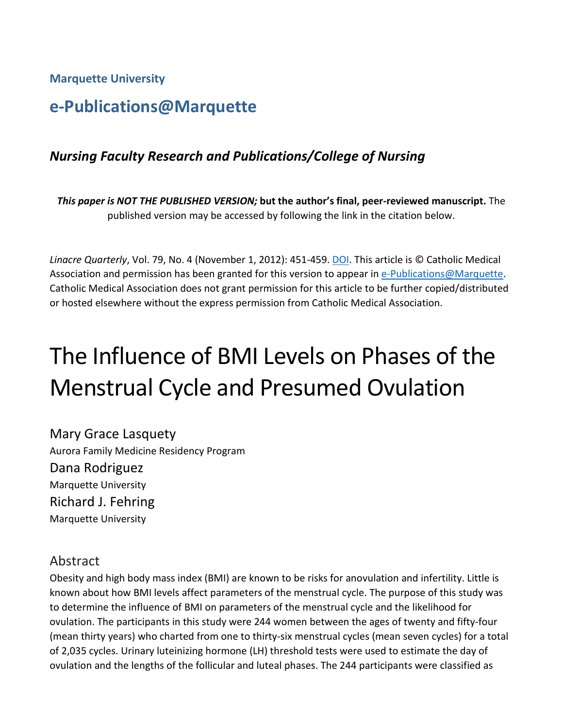Marquette University

# e-Publications@Marquette

### *Nursing Faculty Research and Publications/College of Nursing*

***This paper is NOT THE PUBLISHED VERSION;* but the author's final, peer-reviewed manuscript.** The published version may be accessed by following the link in the citation below.

*Linacre Quarterly*, Vol. 79, No. 4 (November 1, 2012): 451-459. DOI. This article is © Catholic Medical Association and permission has been granted for this version to appear in e-Publications@Marquette. Catholic Medical Association does not grant permission for this article to be further copied/distributed or hosted elsewhere without the express permission from Catholic Medical Association.

# The Influence of BMI Levels on Phases of the Menstrual Cycle and Presumed Ovulation

Mary Grace Lasquety
Aurora Family Medicine Residency Program

Dana Rodriguez
Marquette University

Richard J. Fehring
Marquette University

## Abstract

Obesity and high body mass index (BMI) are known to be risks for anovulation and infertility. Little is known about how BMI levels affect parameters of the menstrual cycle. The purpose of this study was to determine the influence of BMI on parameters of the menstrual cycle and the likelihood for ovulation. The participants in this study were 244 women between the ages of twenty and fifty-four (mean thirty years) who charted from one to thirty-six menstrual cycles (mean seven cycles) for a total of 2,035 cycles. Urinary luteinizing hormone (LH) threshold tests were used to estimate the day of ovulation and the lengths of the follicular and luteal phases. The 244 participants were classified as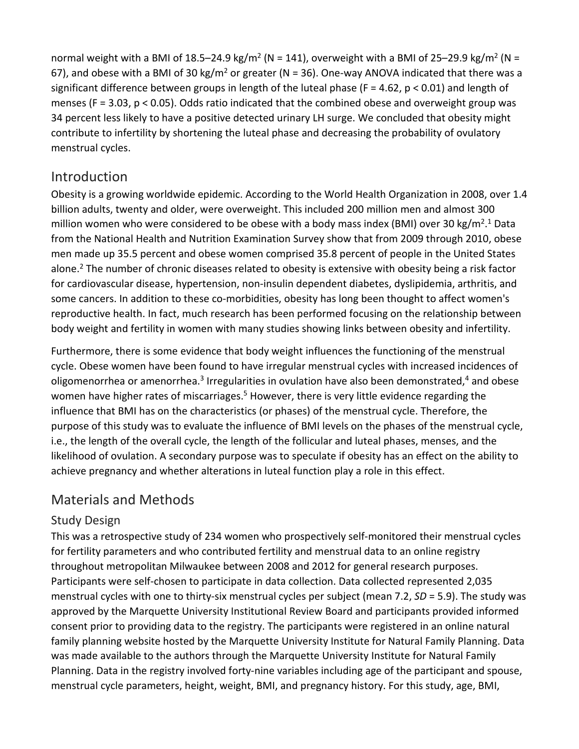normal weight with a BMI of 18.5–24.9 kg/m$^2$ (N = 141), overweight with a BMI of 25–29.9 kg/m$^2$ (N = 67), and obese with a BMI of 30 kg/m$^2$ or greater (N = 36). One-way ANOVA indicated that there was a significant difference between groups in length of the luteal phase ($F = 4.62$, $p < 0.01$) and length of menses ($F = 3.03$, $p < 0.05$). Odds ratio indicated that the combined obese and overweight group was 34 percent less likely to have a positive detected urinary LH surge. We concluded that obesity might contribute to infertility by shortening the luteal phase and decreasing the probability of ovulatory menstrual cycles.

## Introduction

Obesity is a growing worldwide epidemic. According to the World Health Organization in 2008, over 1.4 billion adults, twenty and older, were overweight. This included 200 million men and almost 300 million women who were considered to be obese with a body mass index (BMI) over 30 kg/m$^2$.[1] Data from the National Health and Nutrition Examination Survey show that from 2009 through 2010, obese men made up 35.5 percent and obese women comprised 35.8 percent of people in the United States alone.[2] The number of chronic diseases related to obesity is extensive with obesity being a risk factor for cardiovascular disease, hypertension, non-insulin dependent diabetes, dyslipidemia, arthritis, and some cancers. In addition to these co-morbidities, obesity has long been thought to affect women's reproductive health. In fact, much research has been performed focusing on the relationship between body weight and fertility in women with many studies showing links between obesity and infertility.

Furthermore, there is some evidence that body weight influences the functioning of the menstrual cycle. Obese women have been found to have irregular menstrual cycles with increased incidences of oligomenorrhea or amenorrhea.[3] Irregularities in ovulation have also been demonstrated,[4] and obese women have higher rates of miscarriages.[5] However, there is very little evidence regarding the influence that BMI has on the characteristics (or phases) of the menstrual cycle. Therefore, the purpose of this study was to evaluate the influence of BMI levels on the phases of the menstrual cycle, i.e., the length of the overall cycle, the length of the follicular and luteal phases, menses, and the likelihood of ovulation. A secondary purpose was to speculate if obesity has an effect on the ability to achieve pregnancy and whether alterations in luteal function play a role in this effect.

## Materials and Methods

### Study Design

This was a retrospective study of 234 women who prospectively self-monitored their menstrual cycles for fertility parameters and who contributed fertility and menstrual data to an online registry throughout metropolitan Milwaukee between 2008 and 2012 for general research purposes. Participants were self-chosen to participate in data collection. Data collected represented 2,035 menstrual cycles with one to thirty-six menstrual cycles per subject (mean 7.2, *SD* = 5.9). The study was approved by the Marquette University Institutional Review Board and participants provided informed consent prior to providing data to the registry. The participants were registered in an online natural family planning website hosted by the Marquette University Institute for Natural Family Planning. Data was made available to the authors through the Marquette University Institute for Natural Family Planning. Data in the registry involved forty-nine variables including age of the participant and spouse, menstrual cycle parameters, height, weight, BMI, and pregnancy history. For this study, age, BMI,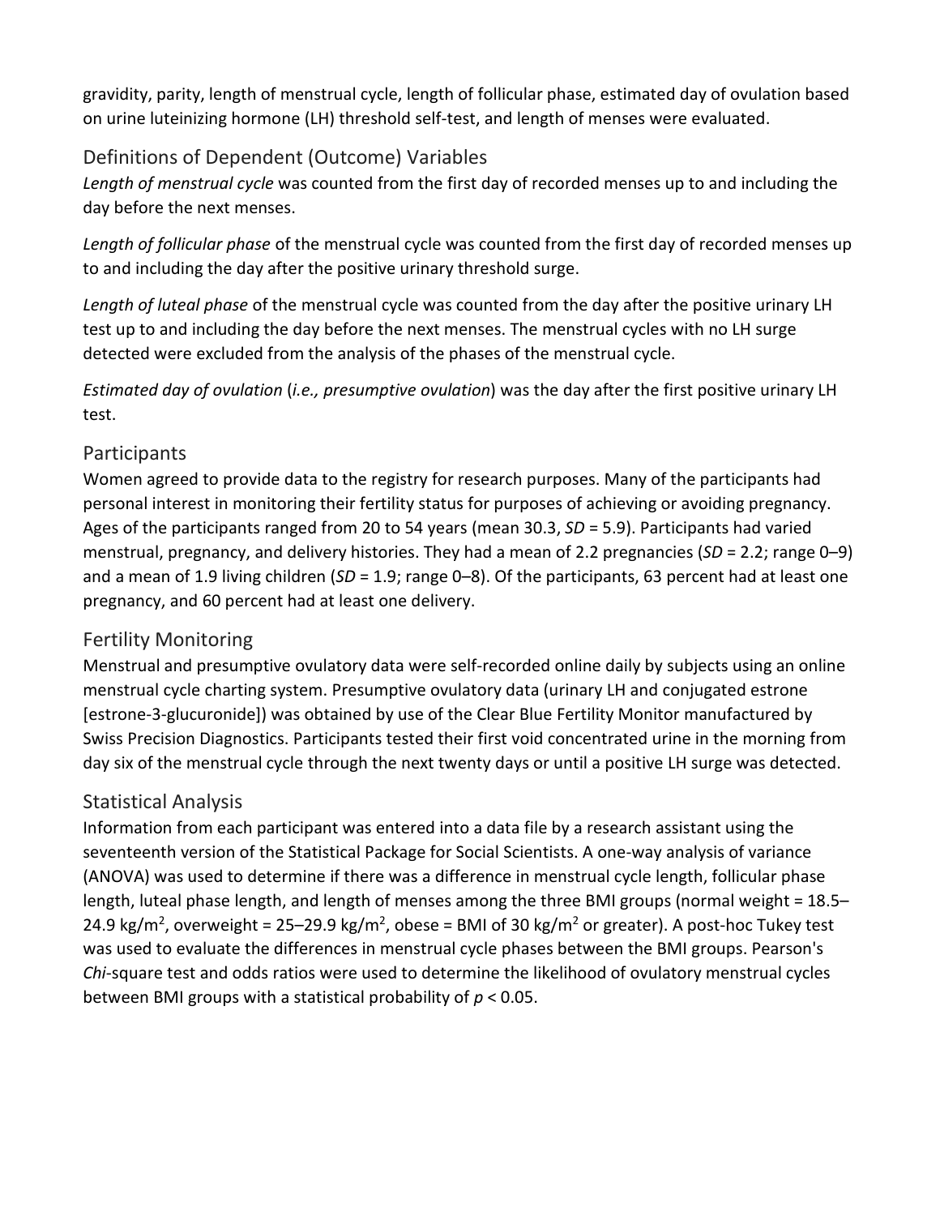gravidity, parity, length of menstrual cycle, length of follicular phase, estimated day of ovulation based on urine luteinizing hormone (LH) threshold self-test, and length of menses were evaluated.

## Definitions of Dependent (Outcome) Variables

*Length of menstrual cycle* was counted from the first day of recorded menses up to and including the day before the next menses.

*Length of follicular phase* of the menstrual cycle was counted from the first day of recorded menses up to and including the day after the positive urinary threshold surge.

*Length of luteal phase* of the menstrual cycle was counted from the day after the positive urinary LH test up to and including the day before the next menses. The menstrual cycles with no LH surge detected were excluded from the analysis of the phases of the menstrual cycle.

*Estimated day of ovulation* (*i.e., presumptive ovulation*) was the day after the first positive urinary LH test.

## Participants

Women agreed to provide data to the registry for research purposes. Many of the participants had personal interest in monitoring their fertility status for purposes of achieving or avoiding pregnancy. Ages of the participants ranged from 20 to 54 years (mean 30.3, *SD* = 5.9). Participants had varied menstrual, pregnancy, and delivery histories. They had a mean of 2.2 pregnancies (*SD* = 2.2; range 0–9) and a mean of 1.9 living children (*SD* = 1.9; range 0–8). Of the participants, 63 percent had at least one pregnancy, and 60 percent had at least one delivery.

## Fertility Monitoring

Menstrual and presumptive ovulatory data were self-recorded online daily by subjects using an online menstrual cycle charting system. Presumptive ovulatory data (urinary LH and conjugated estrone [estrone-3-glucuronide]) was obtained by use of the Clear Blue Fertility Monitor manufactured by Swiss Precision Diagnostics. Participants tested their first void concentrated urine in the morning from day six of the menstrual cycle through the next twenty days or until a positive LH surge was detected.

## Statistical Analysis

Information from each participant was entered into a data file by a research assistant using the seventeenth version of the Statistical Package for Social Scientists. A one-way analysis of variance (ANOVA) was used to determine if there was a difference in menstrual cycle length, follicular phase length, luteal phase length, and length of menses among the three BMI groups (normal weight = 18.5–24.9 $kg/m^2$, overweight = 25–29.9 $kg/m^2$, obese = BMI of 30 $kg/m^2$ or greater). A post-hoc Tukey test was used to evaluate the differences in menstrual cycle phases between the BMI groups. Pearson's *Chi*-square test and odds ratios were used to determine the likelihood of ovulatory menstrual cycles between BMI groups with a statistical probability of $p < 0.05$.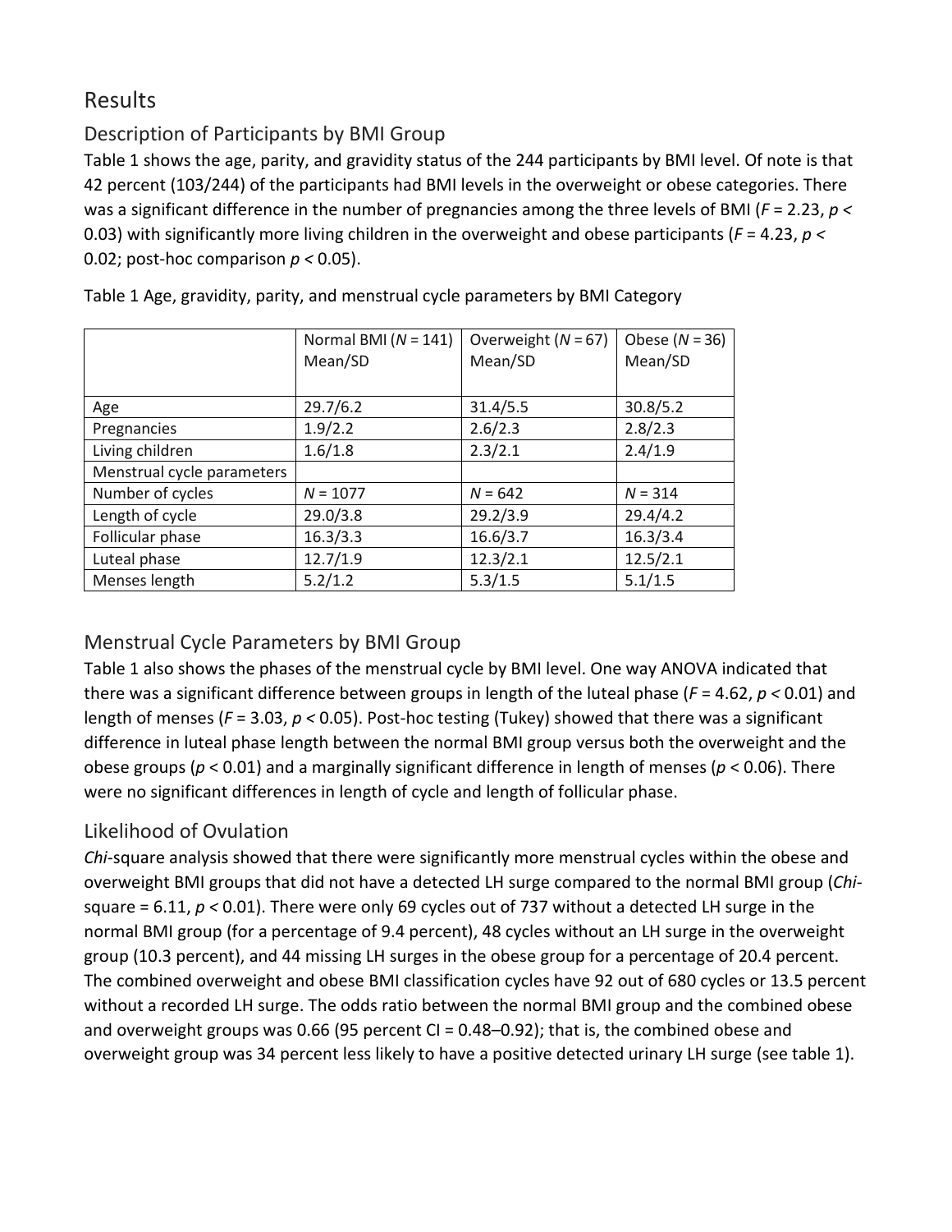# Results

## Description of Participants by BMI Group

Table 1 shows the age, parity, and gravidity status of the 244 participants by BMI level. Of note is that 42 percent (103/244) of the participants had BMI levels in the overweight or obese categories. There was a significant difference in the number of pregnancies among the three levels of BMI ($F = 2.23$, $p < 0.03$) with significantly more living children in the overweight and obese participants ($F = 4.23$, $p < 0.02$; post-hoc comparison $p < 0.05$).

Table 1 Age, gravidity, parity, and menstrual cycle parameters by BMI Category

| | Normal BMI (*N* = 141) Mean/SD | Overweight (*N* = 67) Mean/SD | Obese (*N* = 36) Mean/SD |
|---|---|---|---|
| Age | 29.7/6.2 | 31.4/5.5 | 30.8/5.2 |
| Pregnancies | 1.9/2.2 | 2.6/2.3 | 2.8/2.3 |
| Living children | 1.6/1.8 | 2.3/2.1 | 2.4/1.9 |
| Menstrual cycle parameters | | | |
| Number of cycles | *N* = 1077 | *N* = 642 | *N* = 314 |
| Length of cycle | 29.0/3.8 | 29.2/3.9 | 29.4/4.2 |
| Follicular phase | 16.3/3.3 | 16.6/3.7 | 16.3/3.4 |
| Luteal phase | 12.7/1.9 | 12.3/2.1 | 12.5/2.1 |
| Menses length | 5.2/1.2 | 5.3/1.5 | 5.1/1.5 |

## Menstrual Cycle Parameters by BMI Group

Table 1 also shows the phases of the menstrual cycle by BMI level. One way ANOVA indicated that there was a significant difference between groups in length of the luteal phase ($F = 4.62$, $p < 0.01$) and length of menses ($F = 3.03$, $p < 0.05$). Post-hoc testing (Tukey) showed that there was a significant difference in luteal phase length between the normal BMI group versus both the overweight and the obese groups ($p < 0.01$) and a marginally significant difference in length of menses ($p < 0.06$). There were no significant differences in length of cycle and length of follicular phase.

## Likelihood of Ovulation

*Chi*-square analysis showed that there were significantly more menstrual cycles within the obese and overweight BMI groups that did not have a detected LH surge compared to the normal BMI group (*Chi*-square = 6.11, $p < 0.01$). There were only 69 cycles out of 737 without a detected LH surge in the normal BMI group (for a percentage of 9.4 percent), 48 cycles without an LH surge in the overweight group (10.3 percent), and 44 missing LH surges in the obese group for a percentage of 20.4 percent. The combined overweight and obese BMI classification cycles have 92 out of 680 cycles or 13.5 percent without a recorded LH surge. The odds ratio between the normal BMI group and the combined obese and overweight groups was 0.66 (95 percent CI = 0.48–0.92); that is, the combined obese and overweight group was 34 percent less likely to have a positive detected urinary LH surge (see table 1).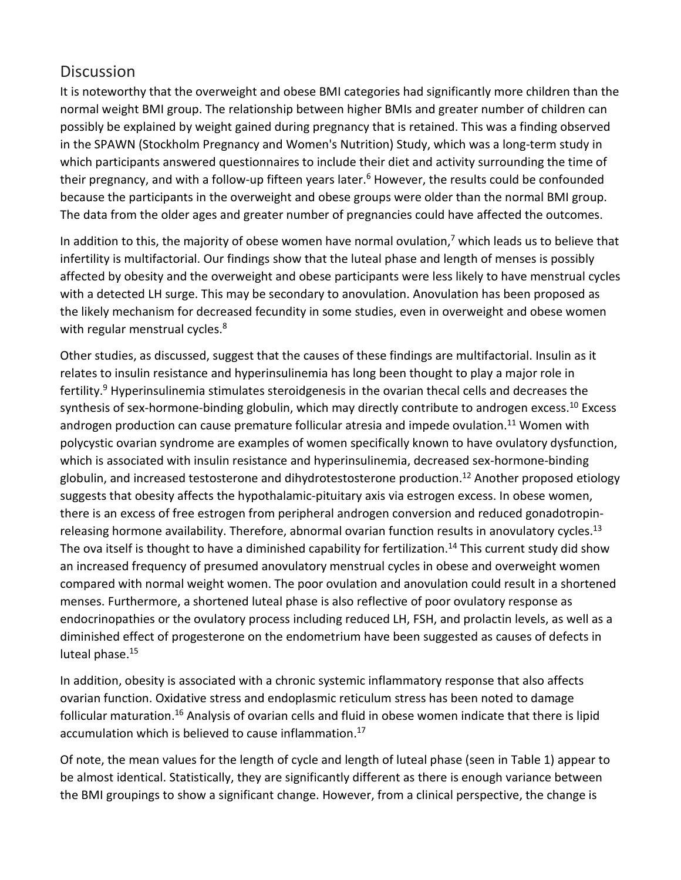## Discussion

It is noteworthy that the overweight and obese BMI categories had significantly more children than the normal weight BMI group. The relationship between higher BMIs and greater number of children can possibly be explained by weight gained during pregnancy that is retained. This was a finding observed in the SPAWN (Stockholm Pregnancy and Women's Nutrition) Study, which was a long-term study in which participants answered questionnaires to include their diet and activity surrounding the time of their pregnancy, and with a follow-up fifteen years later.[6] However, the results could be confounded because the participants in the overweight and obese groups were older than the normal BMI group. The data from the older ages and greater number of pregnancies could have affected the outcomes.

In addition to this, the majority of obese women have normal ovulation,[7] which leads us to believe that infertility is multifactorial. Our findings show that the luteal phase and length of menses is possibly affected by obesity and the overweight and obese participants were less likely to have menstrual cycles with a detected LH surge. This may be secondary to anovulation. Anovulation has been proposed as the likely mechanism for decreased fecundity in some studies, even in overweight and obese women with regular menstrual cycles.[8]

Other studies, as discussed, suggest that the causes of these findings are multifactorial. Insulin as it relates to insulin resistance and hyperinsulinemia has long been thought to play a major role in fertility.[9] Hyperinsulinemia stimulates steroidgenesis in the ovarian thecal cells and decreases the synthesis of sex-hormone-binding globulin, which may directly contribute to androgen excess.[10] Excess androgen production can cause premature follicular atresia and impede ovulation.[11] Women with polycystic ovarian syndrome are examples of women specifically known to have ovulatory dysfunction, which is associated with insulin resistance and hyperinsulinemia, decreased sex-hormone-binding globulin, and increased testosterone and dihydrotestosterone production.[12] Another proposed etiology suggests that obesity affects the hypothalamic-pituitary axis via estrogen excess. In obese women, there is an excess of free estrogen from peripheral androgen conversion and reduced gonadotropin-releasing hormone availability. Therefore, abnormal ovarian function results in anovulatory cycles.[13] The ova itself is thought to have a diminished capability for fertilization.[14] This current study did show an increased frequency of presumed anovulatory menstrual cycles in obese and overweight women compared with normal weight women. The poor ovulation and anovulation could result in a shortened menses. Furthermore, a shortened luteal phase is also reflective of poor ovulatory response as endocrinopathies or the ovulatory process including reduced LH, FSH, and prolactin levels, as well as a diminished effect of progesterone on the endometrium have been suggested as causes of defects in luteal phase.[15]

In addition, obesity is associated with a chronic systemic inflammatory response that also affects ovarian function. Oxidative stress and endoplasmic reticulum stress has been noted to damage follicular maturation.[16] Analysis of ovarian cells and fluid in obese women indicate that there is lipid accumulation which is believed to cause inflammation.[17]

Of note, the mean values for the length of cycle and length of luteal phase (seen in Table 1) appear to be almost identical. Statistically, they are significantly different as there is enough variance between the BMI groupings to show a significant change. However, from a clinical perspective, the change is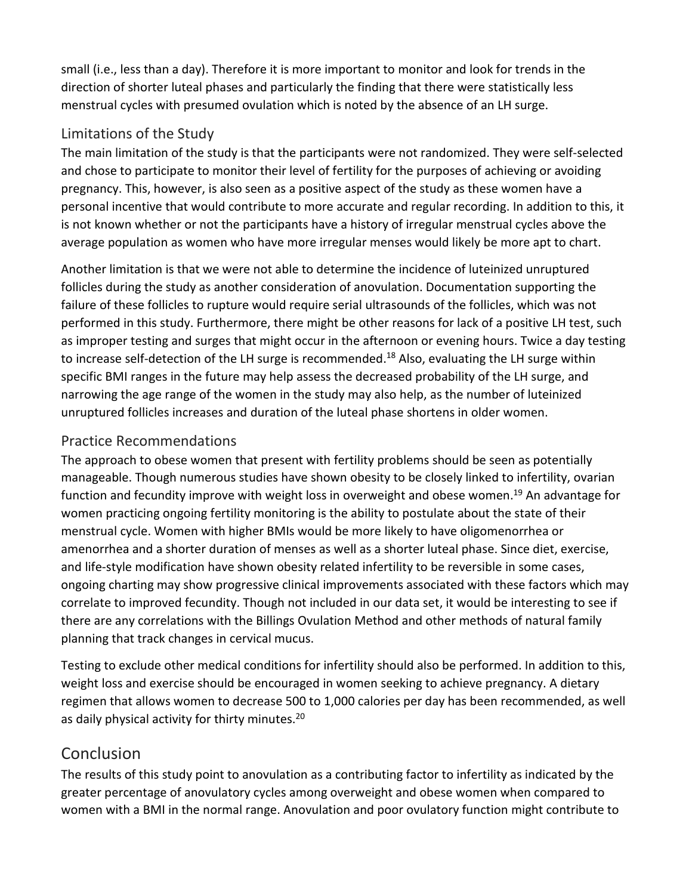small (i.e., less than a day). Therefore it is more important to monitor and look for trends in the direction of shorter luteal phases and particularly the finding that there were statistically less menstrual cycles with presumed ovulation which is noted by the absence of an LH surge.

## Limitations of the Study

The main limitation of the study is that the participants were not randomized. They were self-selected and chose to participate to monitor their level of fertility for the purposes of achieving or avoiding pregnancy. This, however, is also seen as a positive aspect of the study as these women have a personal incentive that would contribute to more accurate and regular recording. In addition to this, it is not known whether or not the participants have a history of irregular menstrual cycles above the average population as women who have more irregular menses would likely be more apt to chart.

Another limitation is that we were not able to determine the incidence of luteinized unruptured follicles during the study as another consideration of anovulation. Documentation supporting the failure of these follicles to rupture would require serial ultrasounds of the follicles, which was not performed in this study. Furthermore, there might be other reasons for lack of a positive LH test, such as improper testing and surges that might occur in the afternoon or evening hours. Twice a day testing to increase self-detection of the LH surge is recommended.[18] Also, evaluating the LH surge within specific BMI ranges in the future may help assess the decreased probability of the LH surge, and narrowing the age range of the women in the study may also help, as the number of luteinized unruptured follicles increases and duration of the luteal phase shortens in older women.

## Practice Recommendations

The approach to obese women that present with fertility problems should be seen as potentially manageable. Though numerous studies have shown obesity to be closely linked to infertility, ovarian function and fecundity improve with weight loss in overweight and obese women.[19] An advantage for women practicing ongoing fertility monitoring is the ability to postulate about the state of their menstrual cycle. Women with higher BMIs would be more likely to have oligomenorrhea or amenorrhea and a shorter duration of menses as well as a shorter luteal phase. Since diet, exercise, and life-style modification have shown obesity related infertility to be reversible in some cases, ongoing charting may show progressive clinical improvements associated with these factors which may correlate to improved fecundity. Though not included in our data set, it would be interesting to see if there are any correlations with the Billings Ovulation Method and other methods of natural family planning that track changes in cervical mucus.

Testing to exclude other medical conditions for infertility should also be performed. In addition to this, weight loss and exercise should be encouraged in women seeking to achieve pregnancy. A dietary regimen that allows women to decrease 500 to 1,000 calories per day has been recommended, as well as daily physical activity for thirty minutes.[20]

# Conclusion

The results of this study point to anovulation as a contributing factor to infertility as indicated by the greater percentage of anovulatory cycles among overweight and obese women when compared to women with a BMI in the normal range. Anovulation and poor ovulatory function might contribute to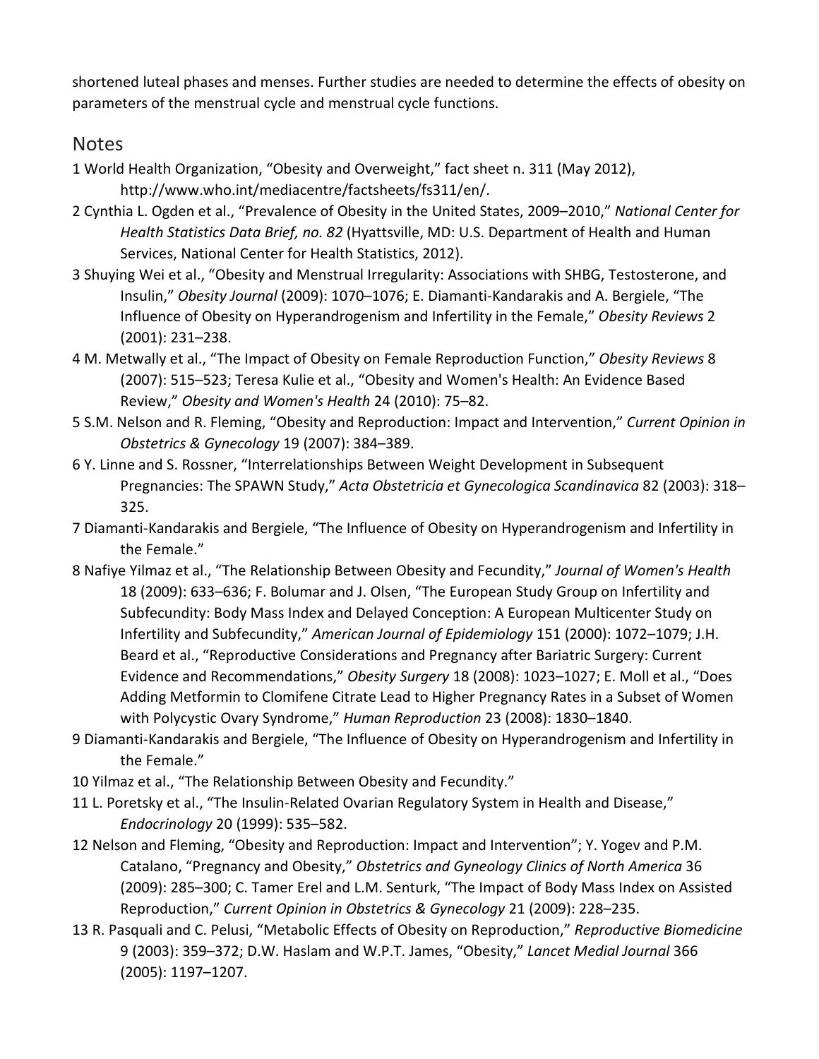shortened luteal phases and menses. Further studies are needed to determine the effects of obesity on parameters of the menstrual cycle and menstrual cycle functions.

## Notes

1 World Health Organization, “Obesity and Overweight,” fact sheet n. 311 (May 2012), http://www.who.int/mediacentre/factsheets/fs311/en/.

2 Cynthia L. Ogden et al., “Prevalence of Obesity in the United States, 2009–2010,” *National Center for Health Statistics Data Brief, no. 82* (Hyattsville, MD: U.S. Department of Health and Human Services, National Center for Health Statistics, 2012).

3 Shuying Wei et al., “Obesity and Menstrual Irregularity: Associations with SHBG, Testosterone, and Insulin,” *Obesity Journal* (2009): 1070–1076; E. Diamanti-Kandarakis and A. Bergiele, “The Influence of Obesity on Hyperandrogenism and Infertility in the Female,” *Obesity Reviews* 2 (2001): 231–238.

4 M. Metwally et al., “The Impact of Obesity on Female Reproduction Function,” *Obesity Reviews* 8 (2007): 515–523; Teresa Kulie et al., “Obesity and Women's Health: An Evidence Based Review,” *Obesity and Women's Health* 24 (2010): 75–82.

5 S.M. Nelson and R. Fleming, “Obesity and Reproduction: Impact and Intervention,” *Current Opinion in Obstetrics & Gynecology* 19 (2007): 384–389.

6 Y. Linne and S. Rossner, “Interrelationships Between Weight Development in Subsequent Pregnancies: The SPAWN Study,” *Acta Obstetricia et Gynecologica Scandinavica* 82 (2003): 318–325.

7 Diamanti-Kandarakis and Bergiele, “The Influence of Obesity on Hyperandrogenism and Infertility in the Female.”

8 Nafiye Yilmaz et al., “The Relationship Between Obesity and Fecundity,” *Journal of Women's Health* 18 (2009): 633–636; F. Bolumar and J. Olsen, “The European Study Group on Infertility and Subfecundity: Body Mass Index and Delayed Conception: A European Multicenter Study on Infertility and Subfecundity,” *American Journal of Epidemiology* 151 (2000): 1072–1079; J.H. Beard et al., “Reproductive Considerations and Pregnancy after Bariatric Surgery: Current Evidence and Recommendations,” *Obesity Surgery* 18 (2008): 1023–1027; E. Moll et al., “Does Adding Metformin to Clomifene Citrate Lead to Higher Pregnancy Rates in a Subset of Women with Polycystic Ovary Syndrome,” *Human Reproduction* 23 (2008): 1830–1840.

9 Diamanti-Kandarakis and Bergiele, “The Influence of Obesity on Hyperandrogenism and Infertility in the Female.”

10 Yilmaz et al., “The Relationship Between Obesity and Fecundity.”

11 L. Poretsky et al., “The Insulin-Related Ovarian Regulatory System in Health and Disease,” *Endocrinology* 20 (1999): 535–582.

12 Nelson and Fleming, “Obesity and Reproduction: Impact and Intervention”; Y. Yogev and P.M. Catalano, “Pregnancy and Obesity,” *Obstetrics and Gyneology Clinics of North America* 36 (2009): 285–300; C. Tamer Erel and L.M. Senturk, “The Impact of Body Mass Index on Assisted Reproduction,” *Current Opinion in Obstetrics & Gynecology* 21 (2009): 228–235.

13 R. Pasquali and C. Pelusi, “Metabolic Effects of Obesity on Reproduction,” *Reproductive Biomedicine* 9 (2003): 359–372; D.W. Haslam and W.P.T. James, “Obesity,” *Lancet Medial Journal* 366 (2005): 1197–1207.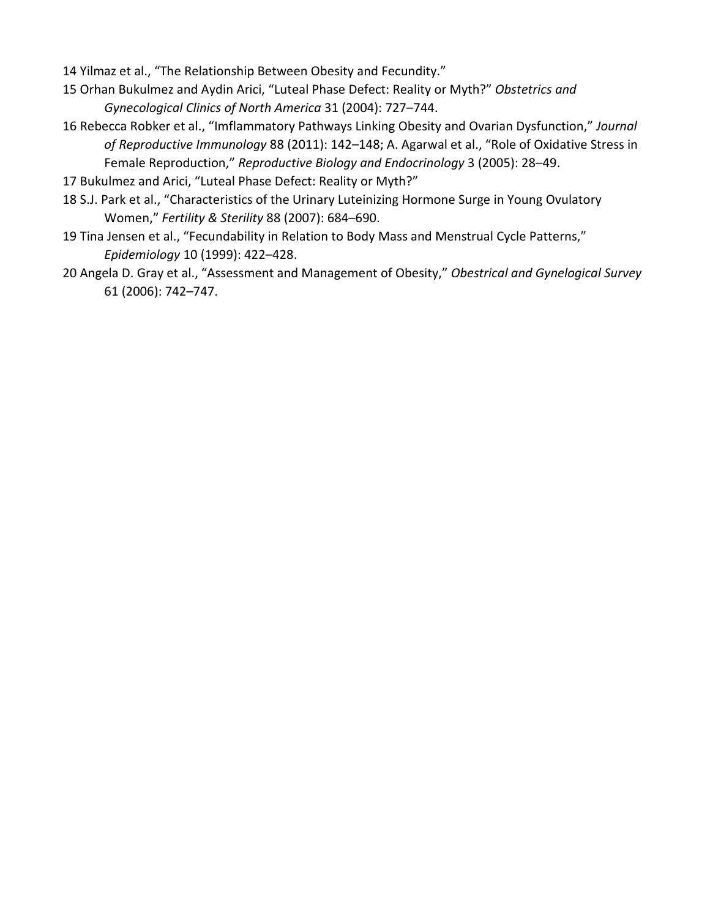14 Yilmaz et al., "The Relationship Between Obesity and Fecundity."

15 Orhan Bukulmez and Aydin Arici, "Luteal Phase Defect: Reality or Myth?" *Obstetrics and Gynecological Clinics of North America* 31 (2004): 727–744.

16 Rebecca Robker et al., "Imflammatory Pathways Linking Obesity and Ovarian Dysfunction," *Journal of Reproductive Immunology* 88 (2011): 142–148; A. Agarwal et al., "Role of Oxidative Stress in Female Reproduction," *Reproductive Biology and Endocrinology* 3 (2005): 28–49.

17 Bukulmez and Arici, "Luteal Phase Defect: Reality or Myth?"

18 S.J. Park et al., "Characteristics of the Urinary Luteinizing Hormone Surge in Young Ovulatory Women," *Fertility & Sterility* 88 (2007): 684–690.

19 Tina Jensen et al., "Fecundability in Relation to Body Mass and Menstrual Cycle Patterns," *Epidemiology* 10 (1999): 422–428.

20 Angela D. Gray et al., "Assessment and Management of Obesity," *Obestrical and Gynelogical Survey* 61 (2006): 742–747.